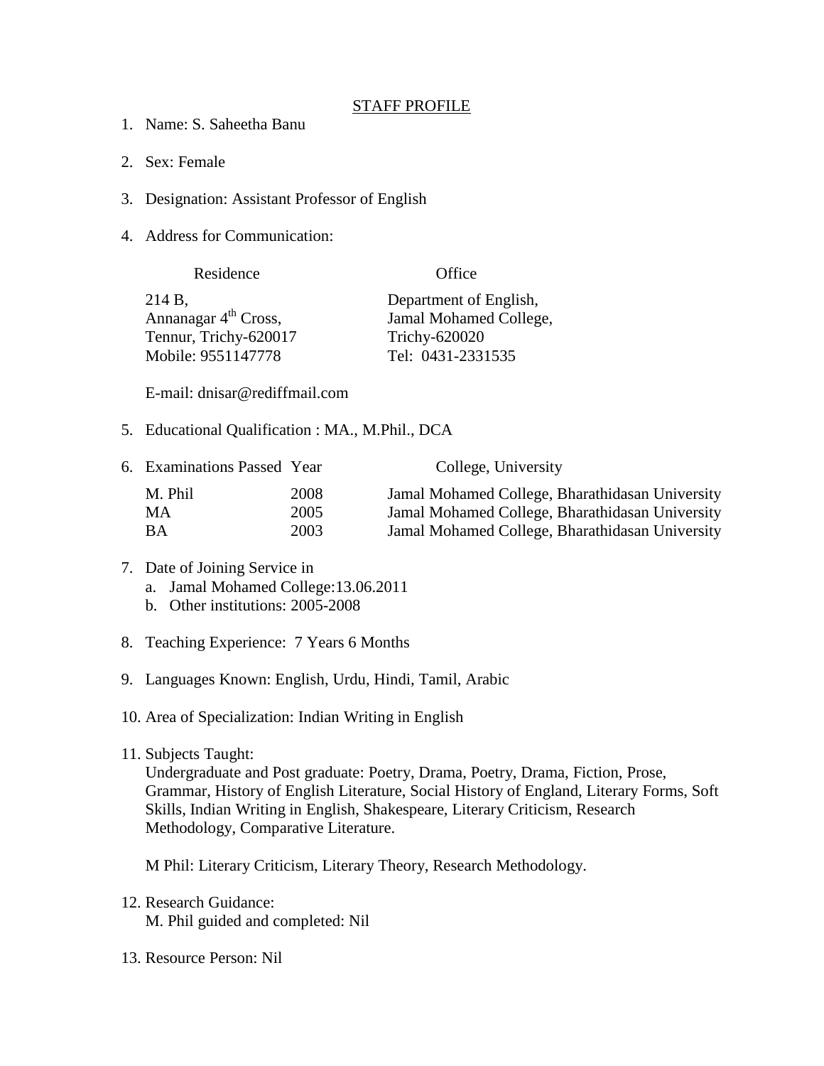# STAFF PROFILE

1. Name: S. Saheetha Banu

2. Sex: Female

3. Designation: Assistant Professor of English

4. Address for Communication:

| Residence | Office |
|---|---|
| 214 B,<br>Annanagar 4th Cross,<br>Tennur, Trichy-620017<br>Mobile: 9551147778 | Department of English,<br>Jamal Mohamed College,<br>Trichy-620020<br>Tel: 0431-2331535 |

   E-mail: dnisar@rediffmail.com

5. Educational Qualification : MA., M.Phil., DCA

6. Examinations Passed Year College, University

| Examinations Passed | Year | College, University |
|---|---|---|
| M. Phil | 2008 | Jamal Mohamed College, Bharathidasan University |
| MA | 2005 | Jamal Mohamed College, Bharathidasan University |
| BA | 2003 | Jamal Mohamed College, Bharathidasan University |

7. Date of Joining Service in
   a. Jamal Mohamed College:13.06.2011
   b. Other institutions: 2005-2008

8. Teaching Experience: 7 Years 6 Months

9. Languages Known: English, Urdu, Hindi, Tamil, Arabic

10. Area of Specialization: Indian Writing in English

11. Subjects Taught:
    Undergraduate and Post graduate: Poetry, Drama, Poetry, Drama, Fiction, Prose, Grammar, History of English Literature, Social History of England, Literary Forms, Soft Skills, Indian Writing in English, Shakespeare, Literary Criticism, Research Methodology, Comparative Literature.

    M Phil: Literary Criticism, Literary Theory, Research Methodology.

12. Research Guidance:
    M. Phil guided and completed: Nil

13. Resource Person: Nil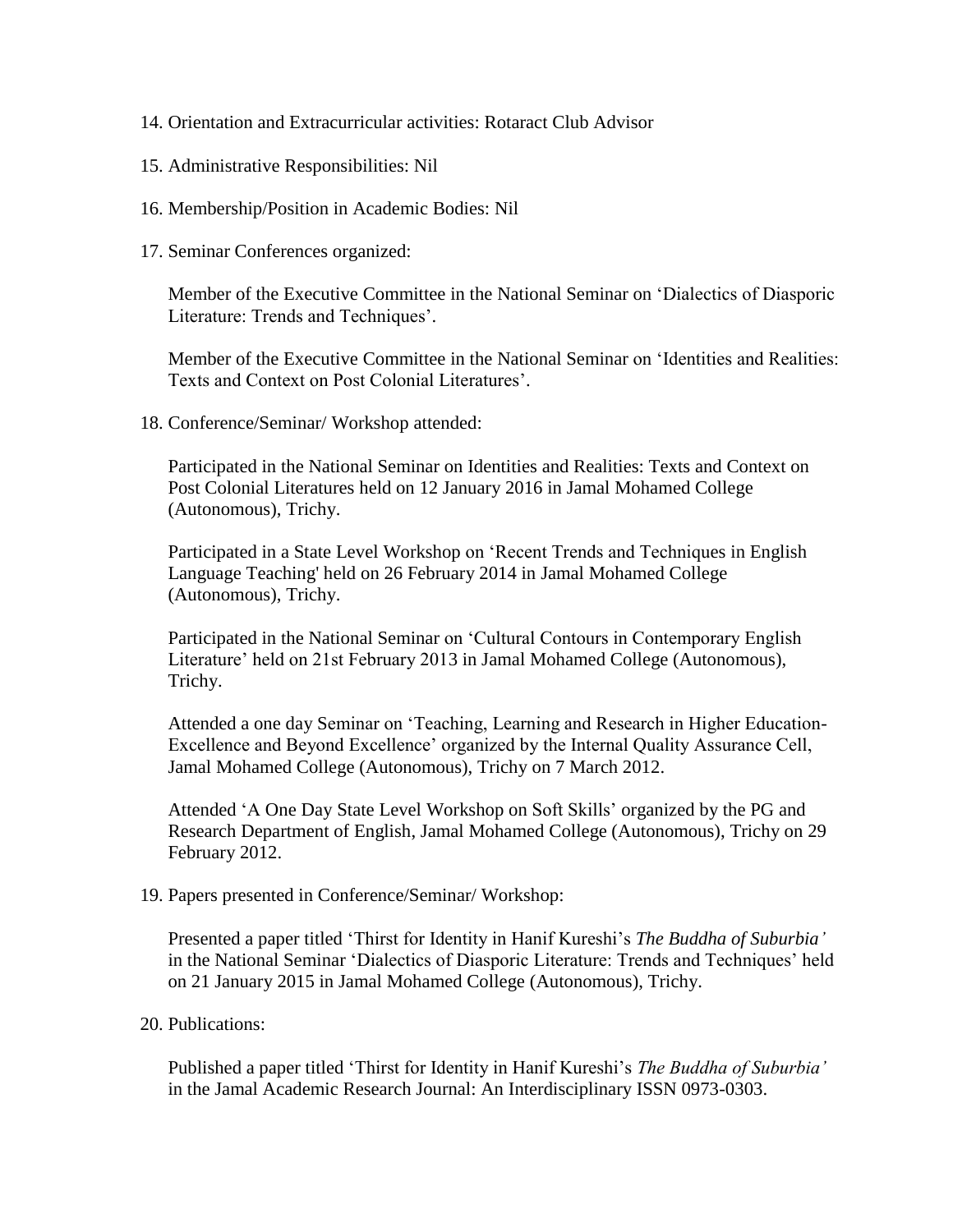14. Orientation and Extracurricular activities: Rotaract Club Advisor

15. Administrative Responsibilities: Nil

16. Membership/Position in Academic Bodies: Nil

17. Seminar Conferences organized:

    Member of the Executive Committee in the National Seminar on 'Dialectics of Diasporic Literature: Trends and Techniques'.

    Member of the Executive Committee in the National Seminar on 'Identities and Realities: Texts and Context on Post Colonial Literatures'.

18. Conference/Seminar/ Workshop attended:

    Participated in the National Seminar on Identities and Realities: Texts and Context on Post Colonial Literatures held on 12 January 2016 in Jamal Mohamed College (Autonomous), Trichy.

    Participated in a State Level Workshop on 'Recent Trends and Techniques in English Language Teaching' held on 26 February 2014 in Jamal Mohamed College (Autonomous), Trichy.

    Participated in the National Seminar on 'Cultural Contours in Contemporary English Literature' held on 21st February 2013 in Jamal Mohamed College (Autonomous), Trichy.

    Attended a one day Seminar on 'Teaching, Learning and Research in Higher Education- Excellence and Beyond Excellence' organized by the Internal Quality Assurance Cell, Jamal Mohamed College (Autonomous), Trichy on 7 March 2012.

    Attended 'A One Day State Level Workshop on Soft Skills' organized by the PG and Research Department of English, Jamal Mohamed College (Autonomous), Trichy on 29 February 2012.

19. Papers presented in Conference/Seminar/ Workshop:

    Presented a paper titled 'Thirst for Identity in Hanif Kureshi's *The Buddha of Suburbia'* in the National Seminar 'Dialectics of Diasporic Literature: Trends and Techniques' held on 21 January 2015 in Jamal Mohamed College (Autonomous), Trichy.

20. Publications:

    Published a paper titled 'Thirst for Identity in Hanif Kureshi's *The Buddha of Suburbia'* in the Jamal Academic Research Journal: An Interdisciplinary ISSN 0973-0303.